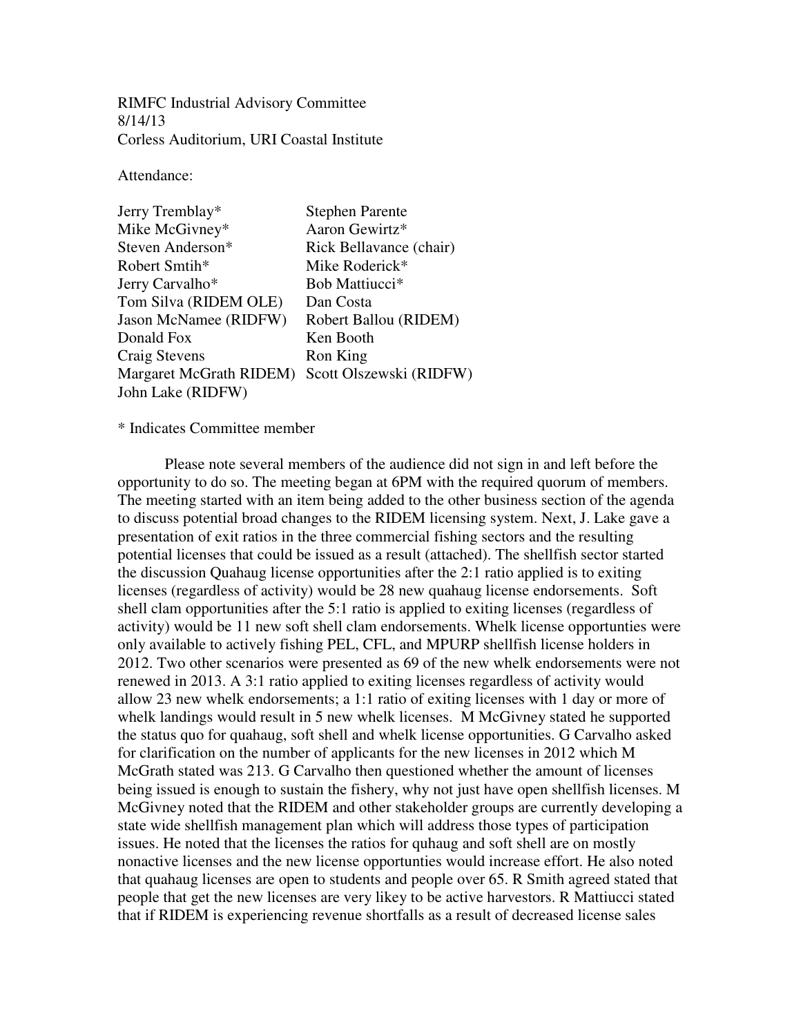RIMFC Industrial Advisory Committee
8/14/13
Corless Auditorium, URI Coastal Institute

Attendance:

| | |
|---|---|
| Jerry Tremblay* | Stephen Parente |
| Mike McGivney* | Aaron Gewirtz* |
| Steven Anderson* | Rick Bellavance (chair) |
| Robert Smtih* | Mike Roderick* |
| Jerry Carvalho* | Bob Mattiucci* |
| Tom Silva (RIDEM OLE) | Dan Costa |
| Jason McNamee (RIDFW) | Robert Ballou (RIDEM) |
| Donald Fox | Ken Booth |
| Craig Stevens | Ron King |
| Margaret McGrath RIDEM) | Scott Olszewski (RIDFW) |
| John Lake (RIDFW) | |

* Indicates Committee member

Please note several members of the audience did not sign in and left before the opportunity to do so. The meeting began at 6PM with the required quorum of members. The meeting started with an item being added to the other business section of the agenda to discuss potential broad changes to the RIDEM licensing system. Next, J. Lake gave a presentation of exit ratios in the three commercial fishing sectors and the resulting potential licenses that could be issued as a result (attached). The shellfish sector started the discussion Quahaug license opportunities after the 2:1 ratio applied is to exiting licenses (regardless of activity) would be 28 new quahaug license endorsements. Soft shell clam opportunities after the 5:1 ratio is applied to exiting licenses (regardless of activity) would be 11 new soft shell clam endorsements. Whelk license opportunties were only available to actively fishing PEL, CFL, and MPURP shellfish license holders in 2012. Two other scenarios were presented as 69 of the new whelk endorsements were not renewed in 2013. A 3:1 ratio applied to exiting licenses regardless of activity would allow 23 new whelk endorsements; a 1:1 ratio of exiting licenses with 1 day or more of whelk landings would result in 5 new whelk licenses. M McGivney stated he supported the status quo for quahaug, soft shell and whelk license opportunities. G Carvalho asked for clarification on the number of applicants for the new licenses in 2012 which M McGrath stated was 213. G Carvalho then questioned whether the amount of licenses being issued is enough to sustain the fishery, why not just have open shellfish licenses. M McGivney noted that the RIDEM and other stakeholder groups are currently developing a state wide shellfish management plan which will address those types of participation issues. He noted that the licenses the ratios for quhaug and soft shell are on mostly nonactive licenses and the new license opportunties would increase effort. He also noted that quahaug licenses are open to students and people over 65. R Smith agreed stated that people that get the new licenses are very likey to be active harvestors. R Mattiucci stated that if RIDEM is experiencing revenue shortfalls as a result of decreased license sales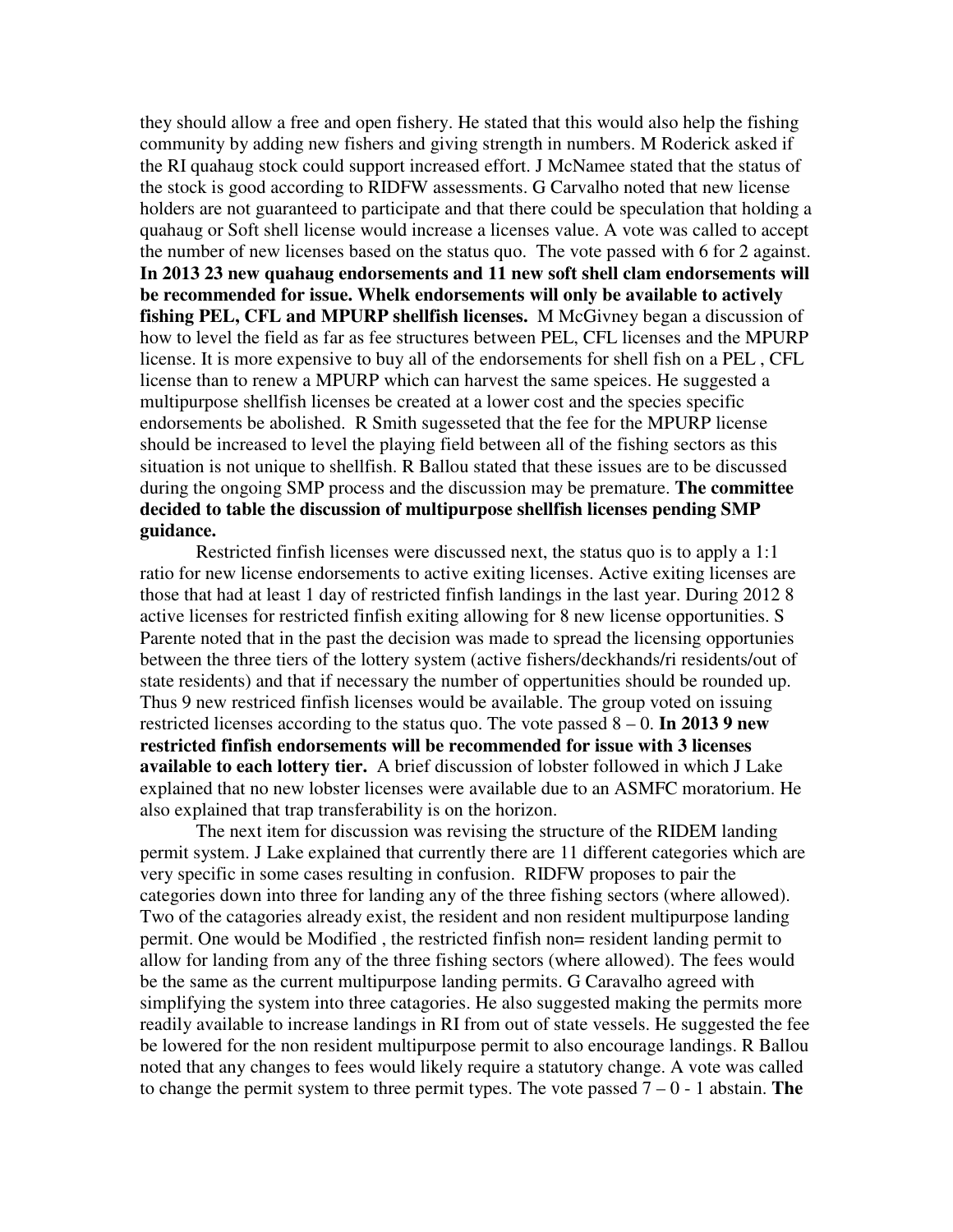they should allow a free and open fishery. He stated that this would also help the fishing community by adding new fishers and giving strength in numbers. M Roderick asked if the RI quahaug stock could support increased effort. J McNamee stated that the status of the stock is good according to RIDFW assessments. G Carvalho noted that new license holders are not guaranteed to participate and that there could be speculation that holding a quahaug or Soft shell license would increase a licenses value. A vote was called to accept the number of new licenses based on the status quo. The vote passed with 6 for 2 against. **In 2013 23 new quahaug endorsements and 11 new soft shell clam endorsements will be recommended for issue. Whelk endorsements will only be available to actively fishing PEL, CFL and MPURP shellfish licenses.** M McGivney began a discussion of how to level the field as far as fee structures between PEL, CFL licenses and the MPURP license. It is more expensive to buy all of the endorsements for shell fish on a PEL , CFL license than to renew a MPURP which can harvest the same speices. He suggested a multipurpose shellfish licenses be created at a lower cost and the species specific endorsements be abolished. R Smith sugesseted that the fee for the MPURP license should be increased to level the playing field between all of the fishing sectors as this situation is not unique to shellfish. R Ballou stated that these issues are to be discussed during the ongoing SMP process and the discussion may be premature. **The committee decided to table the discussion of multipurpose shellfish licenses pending SMP guidance.**

Restricted finfish licenses were discussed next, the status quo is to apply a 1:1 ratio for new license endorsements to active exiting licenses. Active exiting licenses are those that had at least 1 day of restricted finfish landings in the last year. During 2012 8 active licenses for restricted finfish exiting allowing for 8 new license opportunities. S Parente noted that in the past the decision was made to spread the licensing opportunies between the three tiers of the lottery system (active fishers/deckhands/ri residents/out of state residents) and that if necessary the number of oppertunities should be rounded up. Thus 9 new restriced finfish licenses would be available. The group voted on issuing restricted licenses according to the status quo. The vote passed 8 – 0. **In 2013 9 new restricted finfish endorsements will be recommended for issue with 3 licenses available to each lottery tier.** A brief discussion of lobster followed in which J Lake explained that no new lobster licenses were available due to an ASMFC moratorium. He also explained that trap transferability is on the horizon.

The next item for discussion was revising the structure of the RIDEM landing permit system. J Lake explained that currently there are 11 different categories which are very specific in some cases resulting in confusion. RIDFW proposes to pair the categories down into three for landing any of the three fishing sectors (where allowed). Two of the catagories already exist, the resident and non resident multipurpose landing permit. One would be Modified , the restricted finfish non= resident landing permit to allow for landing from any of the three fishing sectors (where allowed). The fees would be the same as the current multipurpose landing permits. G Caravalho agreed with simplifying the system into three catagories. He also suggested making the permits more readily available to increase landings in RI from out of state vessels. He suggested the fee be lowered for the non resident multipurpose permit to also encourage landings. R Ballou noted that any changes to fees would likely require a statutory change. A vote was called to change the permit system to three permit types. The vote passed 7 – 0 - 1 abstain. **The**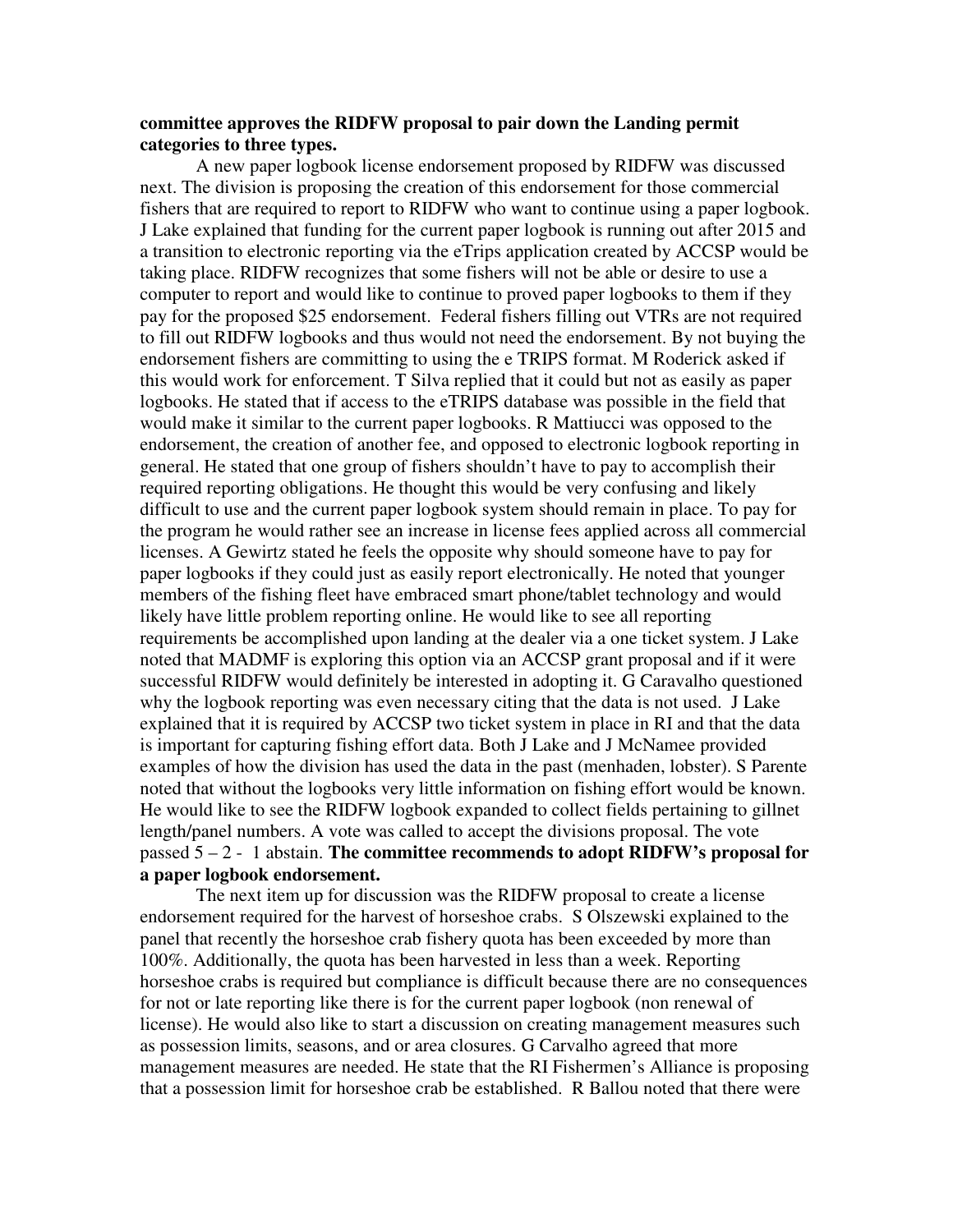**committee approves the RIDFW proposal to pair down the Landing permit categories to three types.**

A new paper logbook license endorsement proposed by RIDFW was discussed next. The division is proposing the creation of this endorsement for those commercial fishers that are required to report to RIDFW who want to continue using a paper logbook. J Lake explained that funding for the current paper logbook is running out after 2015 and a transition to electronic reporting via the eTrips application created by ACCSP would be taking place. RIDFW recognizes that some fishers will not be able or desire to use a computer to report and would like to continue to proved paper logbooks to them if they pay for the proposed $25 endorsement. Federal fishers filling out VTRs are not required to fill out RIDFW logbooks and thus would not need the endorsement. By not buying the endorsement fishers are committing to using the e TRIPS format. M Roderick asked if this would work for enforcement. T Silva replied that it could but not as easily as paper logbooks. He stated that if access to the eTRIPS database was possible in the field that would make it similar to the current paper logbooks. R Mattiucci was opposed to the endorsement, the creation of another fee, and opposed to electronic logbook reporting in general. He stated that one group of fishers shouldn't have to pay to accomplish their required reporting obligations. He thought this would be very confusing and likely difficult to use and the current paper logbook system should remain in place. To pay for the program he would rather see an increase in license fees applied across all commercial licenses. A Gewirtz stated he feels the opposite why should someone have to pay for paper logbooks if they could just as easily report electronically. He noted that younger members of the fishing fleet have embraced smart phone/tablet technology and would likely have little problem reporting online. He would like to see all reporting requirements be accomplished upon landing at the dealer via a one ticket system. J Lake noted that MADMF is exploring this option via an ACCSP grant proposal and if it were successful RIDFW would definitely be interested in adopting it. G Caravalho questioned why the logbook reporting was even necessary citing that the data is not used. J Lake explained that it is required by ACCSP two ticket system in place in RI and that the data is important for capturing fishing effort data. Both J Lake and J McNamee provided examples of how the division has used the data in the past (menhaden, lobster). S Parente noted that without the logbooks very little information on fishing effort would be known. He would like to see the RIDFW logbook expanded to collect fields pertaining to gillnet length/panel numbers. A vote was called to accept the divisions proposal. The vote passed 5 – 2 - 1 abstain. **The committee recommends to adopt RIDFW's proposal for a paper logbook endorsement.**

The next item up for discussion was the RIDFW proposal to create a license endorsement required for the harvest of horseshoe crabs. S Olszewski explained to the panel that recently the horseshoe crab fishery quota has been exceeded by more than 100%. Additionally, the quota has been harvested in less than a week. Reporting horseshoe crabs is required but compliance is difficult because there are no consequences for not or late reporting like there is for the current paper logbook (non renewal of license). He would also like to start a discussion on creating management measures such as possession limits, seasons, and or area closures. G Carvalho agreed that more management measures are needed. He state that the RI Fishermen's Alliance is proposing that a possession limit for horseshoe crab be established. R Ballou noted that there were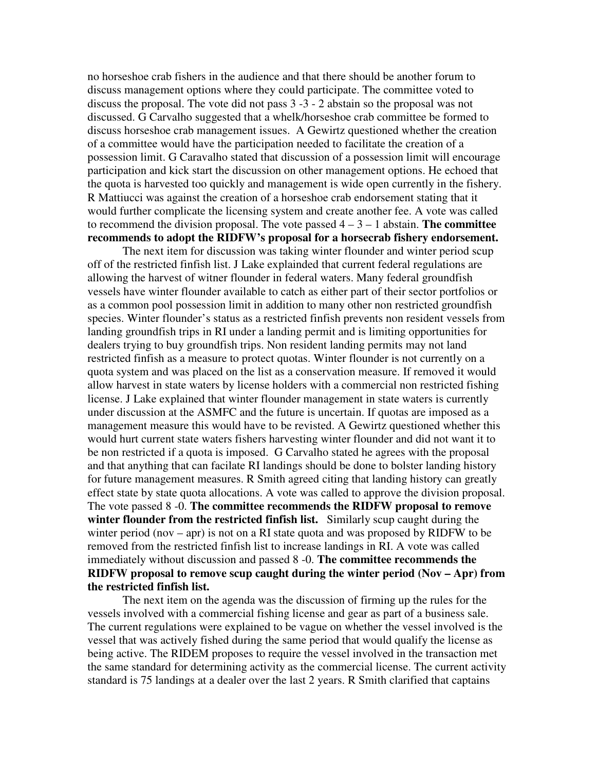no horseshoe crab fishers in the audience and that there should be another forum to discuss management options where they could participate. The committee voted to discuss the proposal. The vote did not pass 3 -3 - 2 abstain so the proposal was not discussed. G Carvalho suggested that a whelk/horseshoe crab committee be formed to discuss horseshoe crab management issues. A Gewirtz questioned whether the creation of a committee would have the participation needed to facilitate the creation of a possession limit. G Caravalho stated that discussion of a possession limit will encourage participation and kick start the discussion on other management options. He echoed that the quota is harvested too quickly and management is wide open currently in the fishery. R Mattiucci was against the creation of a horseshoe crab endorsement stating that it would further complicate the licensing system and create another fee. A vote was called to recommend the division proposal. The vote passed 4 – 3 – 1 abstain. **The committee recommends to adopt the RIDFW's proposal for a horsecrab fishery endorsement.**

The next item for discussion was taking winter flounder and winter period scup off of the restricted finfish list. J Lake explainded that current federal regulations are allowing the harvest of witner flounder in federal waters. Many federal groundfish vessels have winter flounder available to catch as either part of their sector portfolios or as a common pool possession limit in addition to many other non restricted groundfish species. Winter flounder's status as a restricted finfish prevents non resident vessels from landing groundfish trips in RI under a landing permit and is limiting opportunities for dealers trying to buy groundfish trips. Non resident landing permits may not land restricted finfish as a measure to protect quotas. Winter flounder is not currently on a quota system and was placed on the list as a conservation measure. If removed it would allow harvest in state waters by license holders with a commercial non restricted fishing license. J Lake explained that winter flounder management in state waters is currently under discussion at the ASMFC and the future is uncertain. If quotas are imposed as a management measure this would have to be revisted. A Gewirtz questioned whether this would hurt current state waters fishers harvesting winter flounder and did not want it to be non restricted if a quota is imposed. G Carvalho stated he agrees with the proposal and that anything that can facilate RI landings should be done to bolster landing history for future management measures. R Smith agreed citing that landing history can greatly effect state by state quota allocations. A vote was called to approve the division proposal. The vote passed 8 -0. **The committee recommends the RIDFW proposal to remove winter flounder from the restricted finfish list.** Similarly scup caught during the winter period (nov – apr) is not on a RI state quota and was proposed by RIDFW to be removed from the restricted finfish list to increase landings in RI. A vote was called immediately without discussion and passed 8 -0. **The committee recommends the RIDFW proposal to remove scup caught during the winter period (Nov – Apr) from the restricted finfish list.**

The next item on the agenda was the discussion of firming up the rules for the vessels involved with a commercial fishing license and gear as part of a business sale. The current regulations were explained to be vague on whether the vessel involved is the vessel that was actively fished during the same period that would qualify the license as being active. The RIDEM proposes to require the vessel involved in the transaction met the same standard for determining activity as the commercial license. The current activity standard is 75 landings at a dealer over the last 2 years. R Smith clarified that captains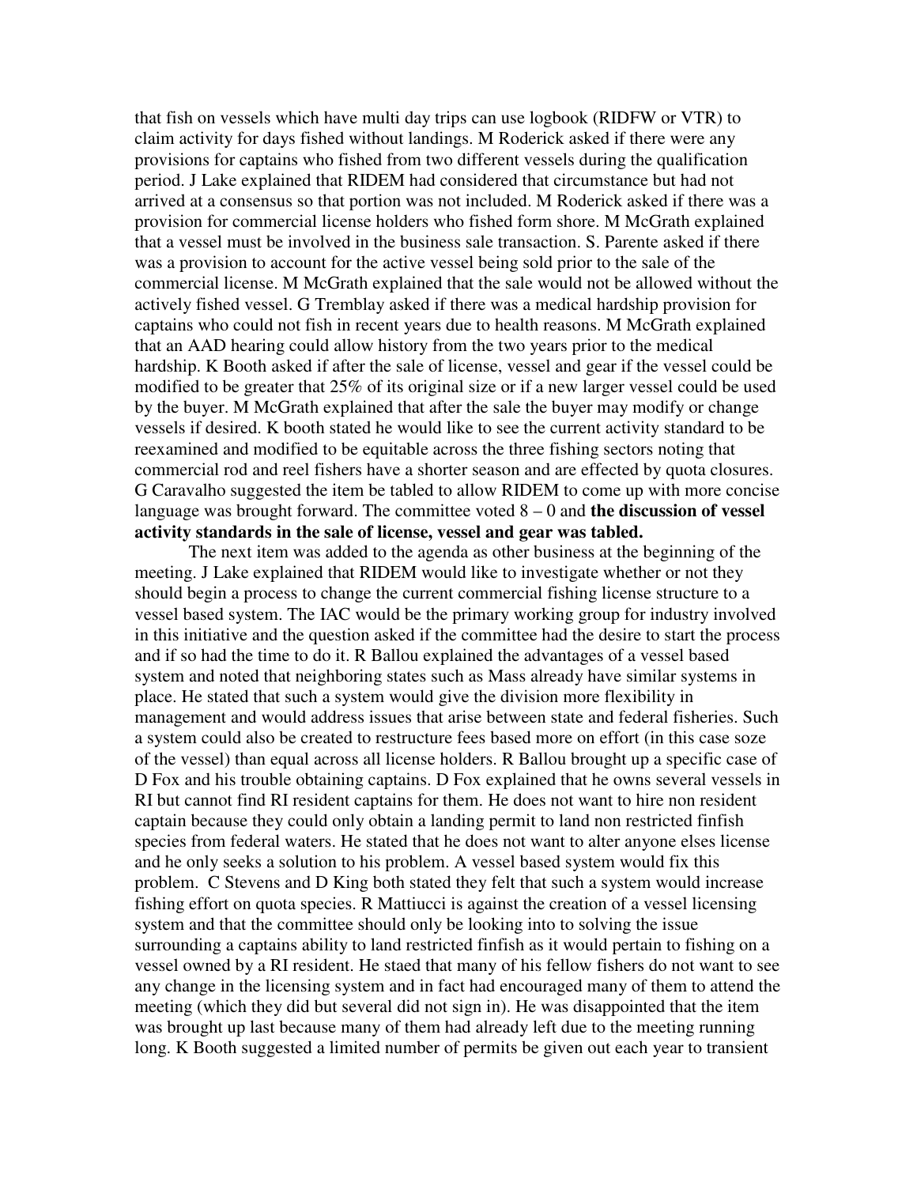that fish on vessels which have multi day trips can use logbook (RIDFW or VTR) to claim activity for days fished without landings. M Roderick asked if there were any provisions for captains who fished from two different vessels during the qualification period. J Lake explained that RIDEM had considered that circumstance but had not arrived at a consensus so that portion was not included. M Roderick asked if there was a provision for commercial license holders who fished form shore. M McGrath explained that a vessel must be involved in the business sale transaction. S. Parente asked if there was a provision to account for the active vessel being sold prior to the sale of the commercial license. M McGrath explained that the sale would not be allowed without the actively fished vessel. G Tremblay asked if there was a medical hardship provision for captains who could not fish in recent years due to health reasons. M McGrath explained that an AAD hearing could allow history from the two years prior to the medical hardship. K Booth asked if after the sale of license, vessel and gear if the vessel could be modified to be greater that 25% of its original size or if a new larger vessel could be used by the buyer. M McGrath explained that after the sale the buyer may modify or change vessels if desired. K booth stated he would like to see the current activity standard to be reexamined and modified to be equitable across the three fishing sectors noting that commercial rod and reel fishers have a shorter season and are effected by quota closures. G Caravalho suggested the item be tabled to allow RIDEM to come up with more concise language was brought forward. The committee voted 8 – 0 and **the discussion of vessel activity standards in the sale of license, vessel and gear was tabled.**

The next item was added to the agenda as other business at the beginning of the meeting. J Lake explained that RIDEM would like to investigate whether or not they should begin a process to change the current commercial fishing license structure to a vessel based system. The IAC would be the primary working group for industry involved in this initiative and the question asked if the committee had the desire to start the process and if so had the time to do it. R Ballou explained the advantages of a vessel based system and noted that neighboring states such as Mass already have similar systems in place. He stated that such a system would give the division more flexibility in management and would address issues that arise between state and federal fisheries. Such a system could also be created to restructure fees based more on effort (in this case soze of the vessel) than equal across all license holders. R Ballou brought up a specific case of D Fox and his trouble obtaining captains. D Fox explained that he owns several vessels in RI but cannot find RI resident captains for them. He does not want to hire non resident captain because they could only obtain a landing permit to land non restricted finfish species from federal waters. He stated that he does not want to alter anyone elses license and he only seeks a solution to his problem. A vessel based system would fix this problem. C Stevens and D King both stated they felt that such a system would increase fishing effort on quota species. R Mattiucci is against the creation of a vessel licensing system and that the committee should only be looking into to solving the issue surrounding a captains ability to land restricted finfish as it would pertain to fishing on a vessel owned by a RI resident. He staed that many of his fellow fishers do not want to see any change in the licensing system and in fact had encouraged many of them to attend the meeting (which they did but several did not sign in). He was disappointed that the item was brought up last because many of them had already left due to the meeting running long. K Booth suggested a limited number of permits be given out each year to transient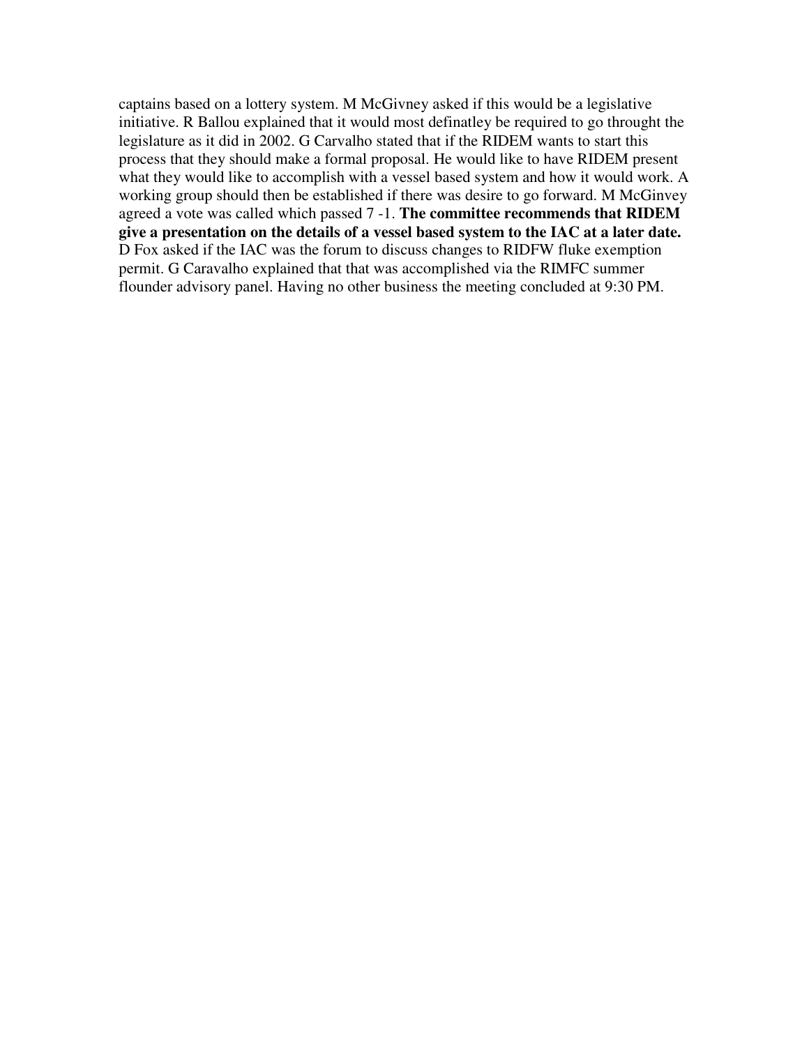captains based on a lottery system. M McGivney asked if this would be a legislative initiative. R Ballou explained that it would most definatley be required to go throught the legislature as it did in 2002. G Carvalho stated that if the RIDEM wants to start this process that they should make a formal proposal. He would like to have RIDEM present what they would like to accomplish with a vessel based system and how it would work. A working group should then be established if there was desire to go forward. M McGinvey agreed a vote was called which passed 7 -1. **The committee recommends that RIDEM give a presentation on the details of a vessel based system to the IAC at a later date.** D Fox asked if the IAC was the forum to discuss changes to RIDFW fluke exemption permit. G Caravalho explained that that was accomplished via the RIMFC summer flounder advisory panel. Having no other business the meeting concluded at 9:30 PM.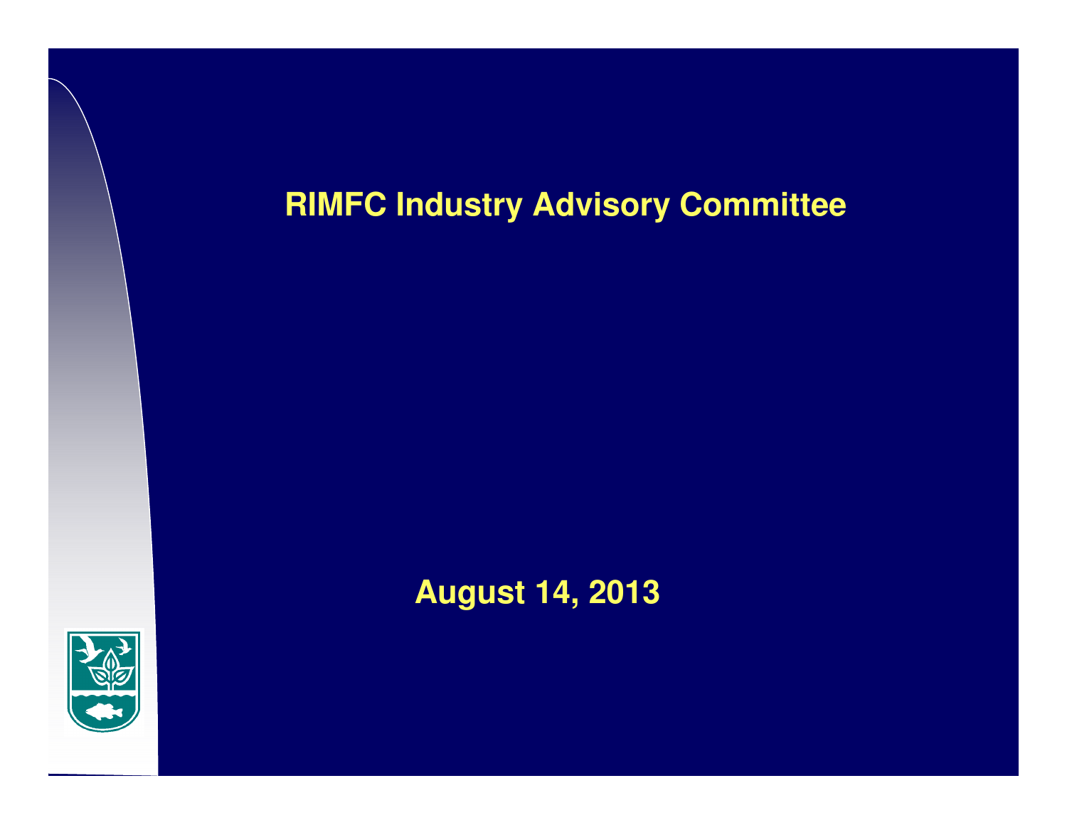# RIMFC Industry Advisory Committee

**August 14, 2013**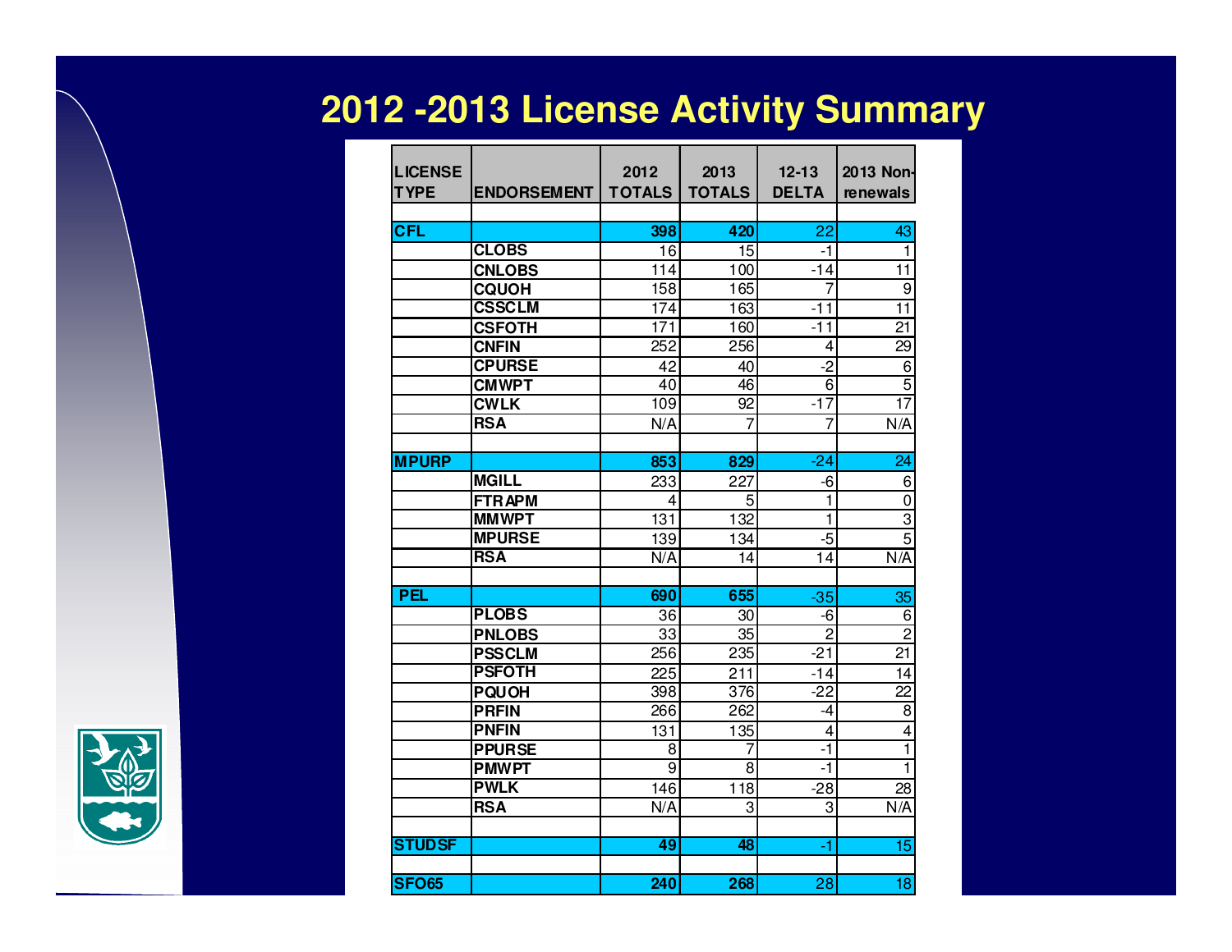# 2012 -2013 License Activity Summary

| LICENSE TYPE | ENDORSEMENT | 2012 TOTALS | 2013 TOTALS | 12-13 DELTA | 2013 Non-renewals |
|---|---|---|---|---|---|
| **CFL** | | **398** | **420** | 22 | 43 |
| | **CLOBS** | 16 | 15 | -1 | 1 |
| | **CNLOBS** | 114 | 100 | -14 | 11 |
| | **CQUOH** | 158 | 165 | 7 | 9 |
| | **CSSCLM** | 174 | 163 | -11 | 11 |
| | **CSFOTH** | 171 | 160 | -11 | 21 |
| | **CNFIN** | 252 | 256 | 4 | 29 |
| | **CPURSE** | 42 | 40 | -2 | 6 |
| | **CMWPT** | 40 | 46 | 6 | 5 |
| | **CWLK** | 109 | 92 | -17 | 17 |
| | **RSA** | N/A | 7 | 7 | N/A |
| **MPURP** | | **853** | **829** | -24 | 24 |
| | **MGILL** | 233 | 227 | -6 | 6 |
| | **FTRAPM** | 4 | 5 | 1 | 0 |
| | **MMWPT** | 131 | 132 | 1 | 3 |
| | **MPURSE** | 139 | 134 | -5 | 5 |
| | **RSA** | N/A | 14 | 14 | N/A |
| **PEL** | | **690** | **655** | -35 | 35 |
| | **PLOBS** | 36 | 30 | -6 | 6 |
| | **PNLOBS** | 33 | 35 | 2 | 2 |
| | **PSSCLM** | 256 | 235 | -21 | 21 |
| | **PSFOTH** | 225 | 211 | -14 | 14 |
| | **PQUOH** | 398 | 376 | -22 | 22 |
| | **PRFIN** | 266 | 262 | -4 | 8 |
| | **PNFIN** | 131 | 135 | 4 | 4 |
| | **PPURSE** | 8 | 7 | -1 | 1 |
| | **PMWPT** | 9 | 8 | -1 | 1 |
| | **PWLK** | 146 | 118 | -28 | 28 |
| | **RSA** | N/A | 3 | 3 | N/A |
| **STUDSF** | | **49** | **48** | -1 | 15 |
| **SFO65** | | **240** | **268** | 28 | 18 |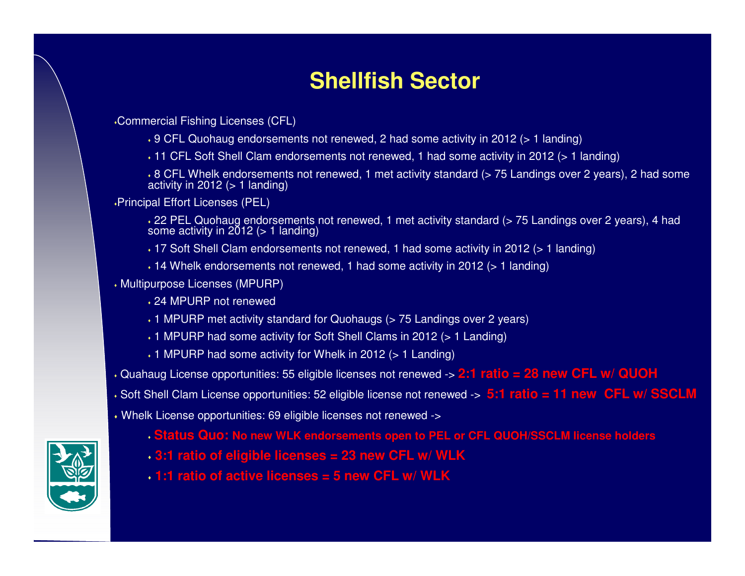# Shellfish Sector

- Commercial Fishing Licenses (CFL)
  - 9 CFL Quohaug endorsements not renewed, 2 had some activity in 2012 (> 1 landing)
  - 11 CFL Soft Shell Clam endorsements not renewed, 1 had some activity in 2012 (> 1 landing)
  - 8 CFL Whelk endorsements not renewed, 1 met activity standard (> 75 Landings over 2 years), 2 had some activity in 2012 (> 1 landing)
- Principal Effort Licenses (PEL)
  - 22 PEL Quohaug endorsements not renewed, 1 met activity standard (> 75 Landings over 2 years), 4 had some activity in 2012 (> 1 landing)
  - 17 Soft Shell Clam endorsements not renewed, 1 had some activity in 2012 (> 1 landing)
  - 14 Whelk endorsements not renewed, 1 had some activity in 2012 (> 1 landing)
- Multipurpose Licenses (MPURP)
  - 24 MPURP not renewed
  - 1 MPURP met activity standard for Quohaugs (> 75 Landings over 2 years)
  - 1 MPURP had some activity for Soft Shell Clams in 2012 (> 1 Landing)
  - 1 MPURP had some activity for Whelk in 2012 (> 1 Landing)
- Quahaug License opportunities: 55 eligible licenses not renewed -> **2:1 ratio = 28 new CFL w/ QUOH**
- Soft Shell Clam License opportunities: 52 eligible license not renewed -> **5:1 ratio = 11 new CFL w/ SSCLM**
- Whelk License opportunities: 69 eligible licenses not renewed ->
  - **Status Quo: No new WLK endorsements open to PEL or CFL QUOH/SSCLM license holders**
  - **3:1 ratio of eligible licenses = 23 new CFL w/ WLK**
  - **1:1 ratio of active licenses = 5 new CFL w/ WLK**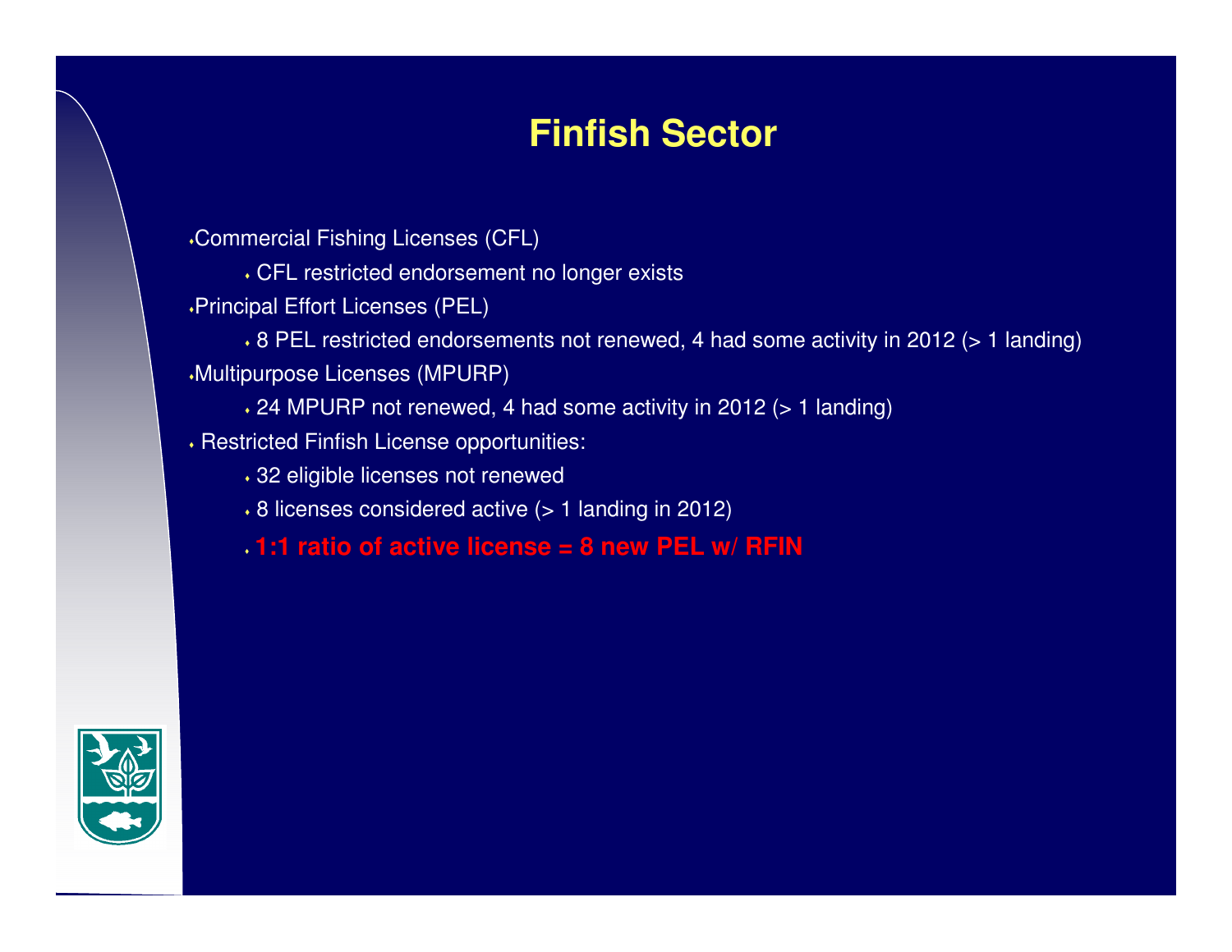# Finfish Sector

- Commercial Fishing Licenses (CFL)
  - CFL restricted endorsement no longer exists
- Principal Effort Licenses (PEL)
  - 8 PEL restricted endorsements not renewed, 4 had some activity in 2012 (> 1 landing)
- Multipurpose Licenses (MPURP)
  - 24 MPURP not renewed, 4 had some activity in 2012 (> 1 landing)
- Restricted Finfish License opportunities:
  - 32 eligible licenses not renewed
  - 8 licenses considered active (> 1 landing in 2012)
  - **1:1 ratio of active license = 8 new PEL w/ RFIN**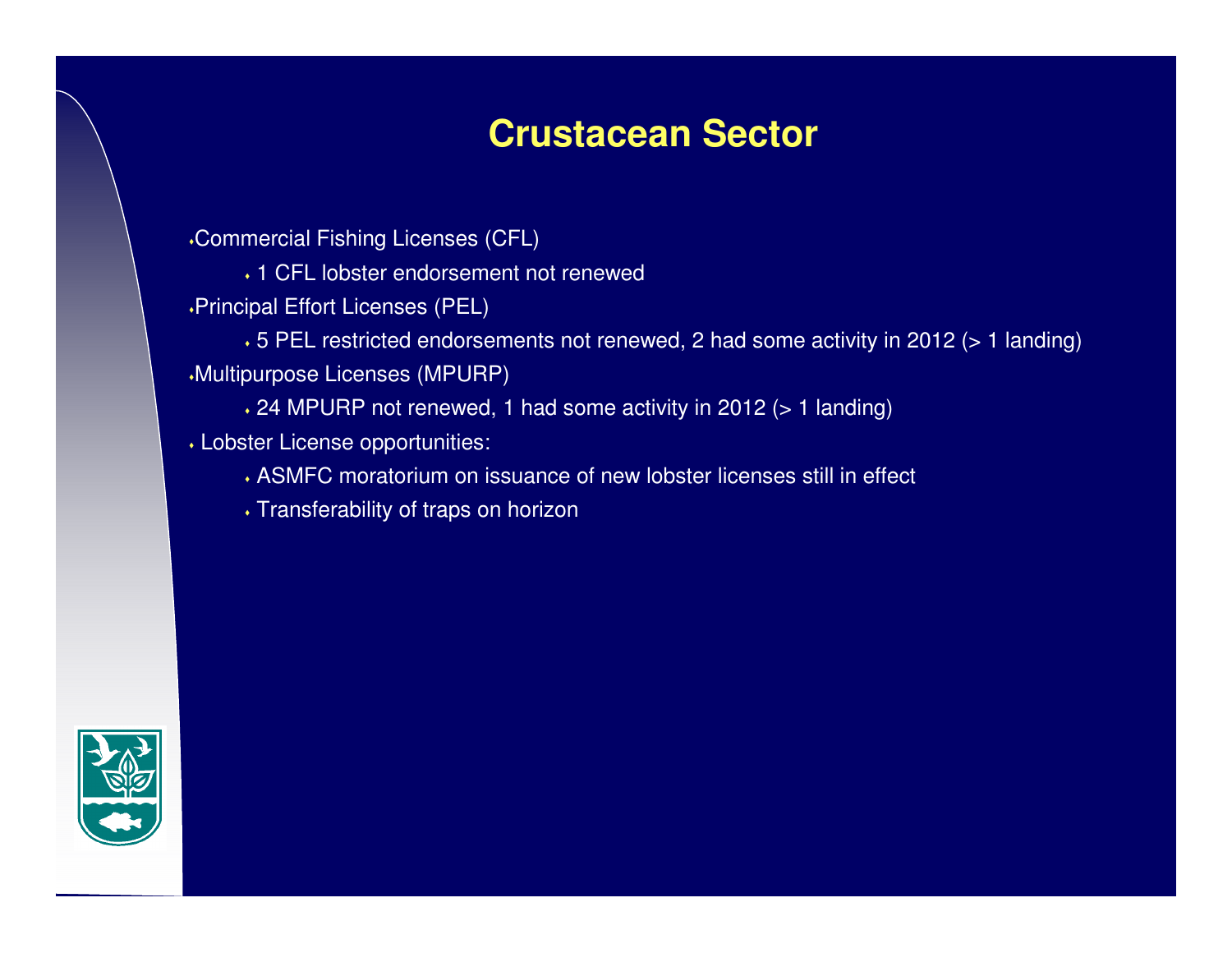# Crustacean Sector

- Commercial Fishing Licenses (CFL)
  - 1 CFL lobster endorsement not renewed
- Principal Effort Licenses (PEL)
  - 5 PEL restricted endorsements not renewed, 2 had some activity in 2012 (> 1 landing)
- Multipurpose Licenses (MPURP)
  - 24 MPURP not renewed, 1 had some activity in 2012 (> 1 landing)
- Lobster License opportunities:
  - ASMFC moratorium on issuance of new lobster licenses still in effect
  - Transferability of traps on horizon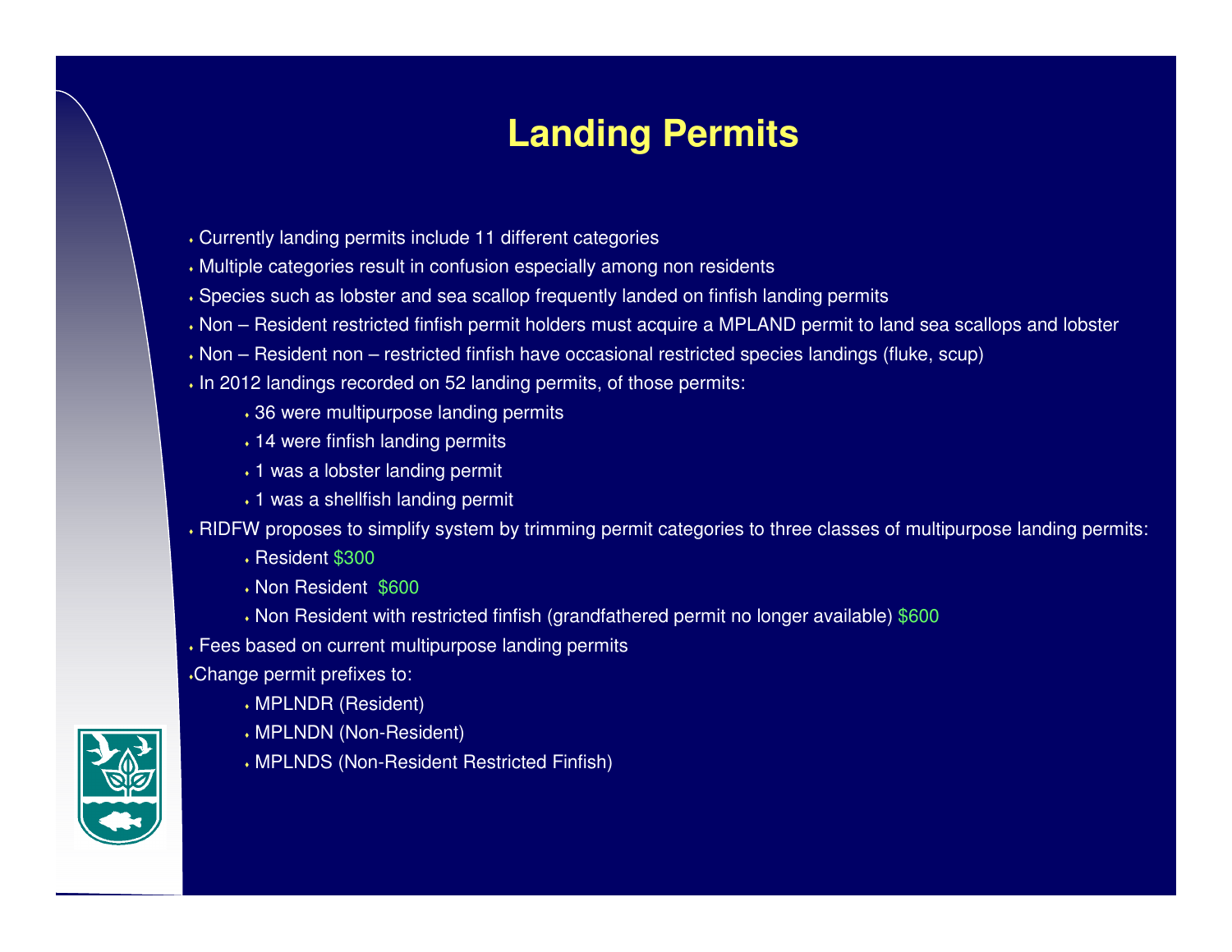# Landing Permits

- Currently landing permits include 11 different categories
- Multiple categories result in confusion especially among non residents
- Species such as lobster and sea scallop frequently landed on finfish landing permits
- Non – Resident restricted finfish permit holders must acquire a MPLAND permit to land sea scallops and lobster
- Non – Resident non – restricted finfish have occasional restricted species landings (fluke, scup)
- In 2012 landings recorded on 52 landing permits, of those permits:
  - 36 were multipurpose landing permits
  - 14 were finfish landing permits
  - 1 was a lobster landing permit
  - 1 was a shellfish landing permit
- RIDFW proposes to simplify system by trimming permit categories to three classes of multipurpose landing permits:
  - Resident $300
  - Non Resident $600
  - Non Resident with restricted finfish (grandfathered permit no longer available) $600
- Fees based on current multipurpose landing permits
- Change permit prefixes to:
  - MPLNDR (Resident)
  - MPLNDN (Non-Resident)
  - MPLNDS (Non-Resident Restricted Finfish)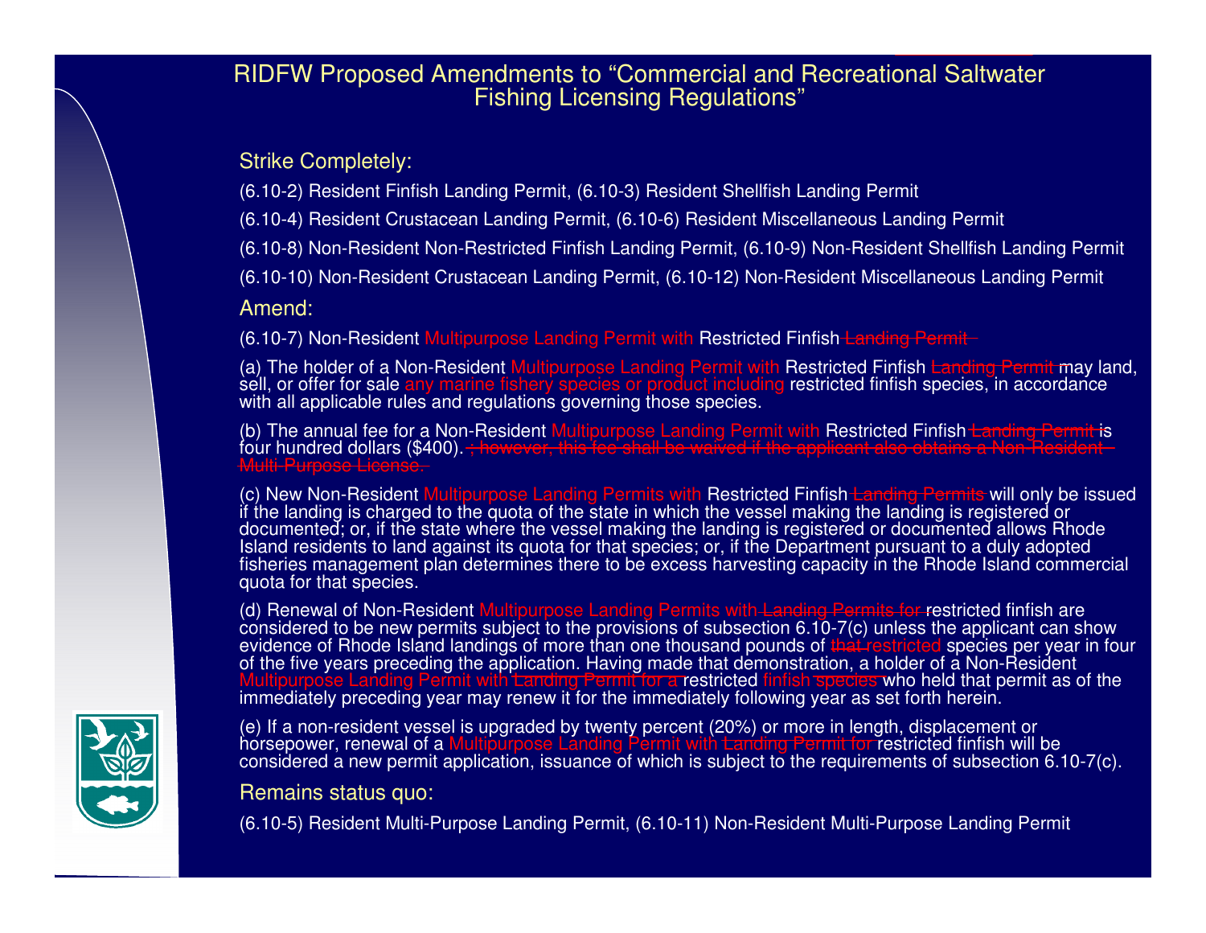# RIDFW Proposed Amendments to "Commercial and Recreational Saltwater Fishing Licensing Regulations"

## Strike Completely:

(6.10-2) Resident Finfish Landing Permit, (6.10-3) Resident Shellfish Landing Permit

(6.10-4) Resident Crustacean Landing Permit, (6.10-6) Resident Miscellaneous Landing Permit

(6.10-8) Non-Resident Non-Restricted Finfish Landing Permit, (6.10-9) Non-Resident Shellfish Landing Permit

(6.10-10) Non-Resident Crustacean Landing Permit, (6.10-12) Non-Resident Miscellaneous Landing Permit

## Amend:

(6.10-7) Non-Resident Multipurpose Landing Permit with Restricted Finfish ~~Landing Permit~~

(a) The holder of a Non-Resident Multipurpose Landing Permit with Restricted Finfish ~~Landing Permit~~ may land, sell, or offer for sale any marine fishery species or product including restricted finfish species, in accordance with all applicable rules and regulations governing those species.

(b) The annual fee for a Non-Resident Multipurpose Landing Permit with Restricted Finfish ~~Landing Permit~~ is four hundred dollars ($400). ~~; however, this fee shall be waived if the applicant also obtains a Non-Resident Multi-Purpose License.~~

(c) New Non-Resident Multipurpose Landing Permits with Restricted Finfish ~~Landing Permits~~ will only be issued if the landing is charged to the quota of the state in which the vessel making the landing is registered or documented; or, if the state where the vessel making the landing is registered or documented allows Rhode Island residents to land against its quota for that species; or, if the Department pursuant to a duly adopted fisheries management plan determines there to be excess harvesting capacity in the Rhode Island commercial quota for that species.

(d) Renewal of Non-Resident Multipurpose Landing Permits with ~~Landing Permits for~~ restricted finfish are considered to be new permits subject to the provisions of subsection 6.10-7(c) unless the applicant can show evidence of Rhode Island landings of more than one thousand pounds of ~~that~~ restricted species per year in four of the five years preceding the application. Having made that demonstration, a holder of a Non-Resident Multipurpose Landing Permit with ~~Landing Permit for a~~ restricted finfish ~~species~~ who held that permit as of the immediately preceding year may renew it for the immediately following year as set forth herein.

(e) If a non-resident vessel is upgraded by twenty percent (20%) or more in length, displacement or horsepower, renewal of a Multipurpose Landing Permit with ~~Landing Permit for~~ restricted finfish will be considered a new permit application, issuance of which is subject to the requirements of subsection 6.10-7(c).

## Remains status quo:

(6.10-5) Resident Multi-Purpose Landing Permit, (6.10-11) Non-Resident Multi-Purpose Landing Permit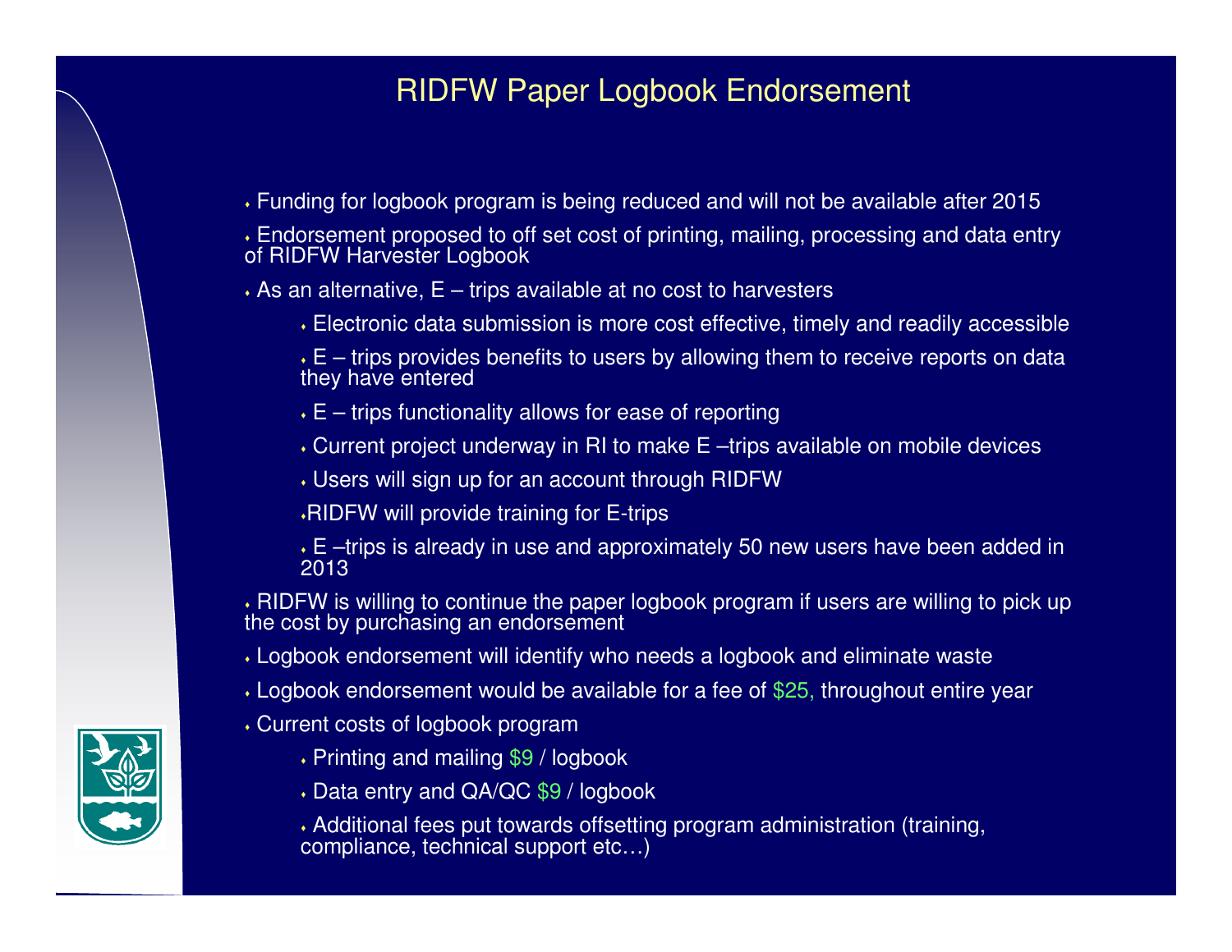# RIDFW Paper Logbook Endorsement

- Funding for logbook program is being reduced and will not be available after 2015
- Endorsement proposed to off set cost of printing, mailing, processing and data entry of RIDFW Harvester Logbook
- As an alternative, E – trips available at no cost to harvesters
  - Electronic data submission is more cost effective, timely and readily accessible
  - E – trips provides benefits to users by allowing them to receive reports on data they have entered
  - E – trips functionality allows for ease of reporting
  - Current project underway in RI to make E –trips available on mobile devices
  - Users will sign up for an account through RIDFW
  - RIDFW will provide training for E-trips
  - E –trips is already in use and approximately 50 new users have been added in 2013
- RIDFW is willing to continue the paper logbook program if users are willing to pick up the cost by purchasing an endorsement
- Logbook endorsement will identify who needs a logbook and eliminate waste
- Logbook endorsement would be available for a fee of $25, throughout entire year
- Current costs of logbook program
  - Printing and mailing $9 / logbook
  - Data entry and QA/QC $9 / logbook
  - Additional fees put towards offsetting program administration (training, compliance, technical support etc…)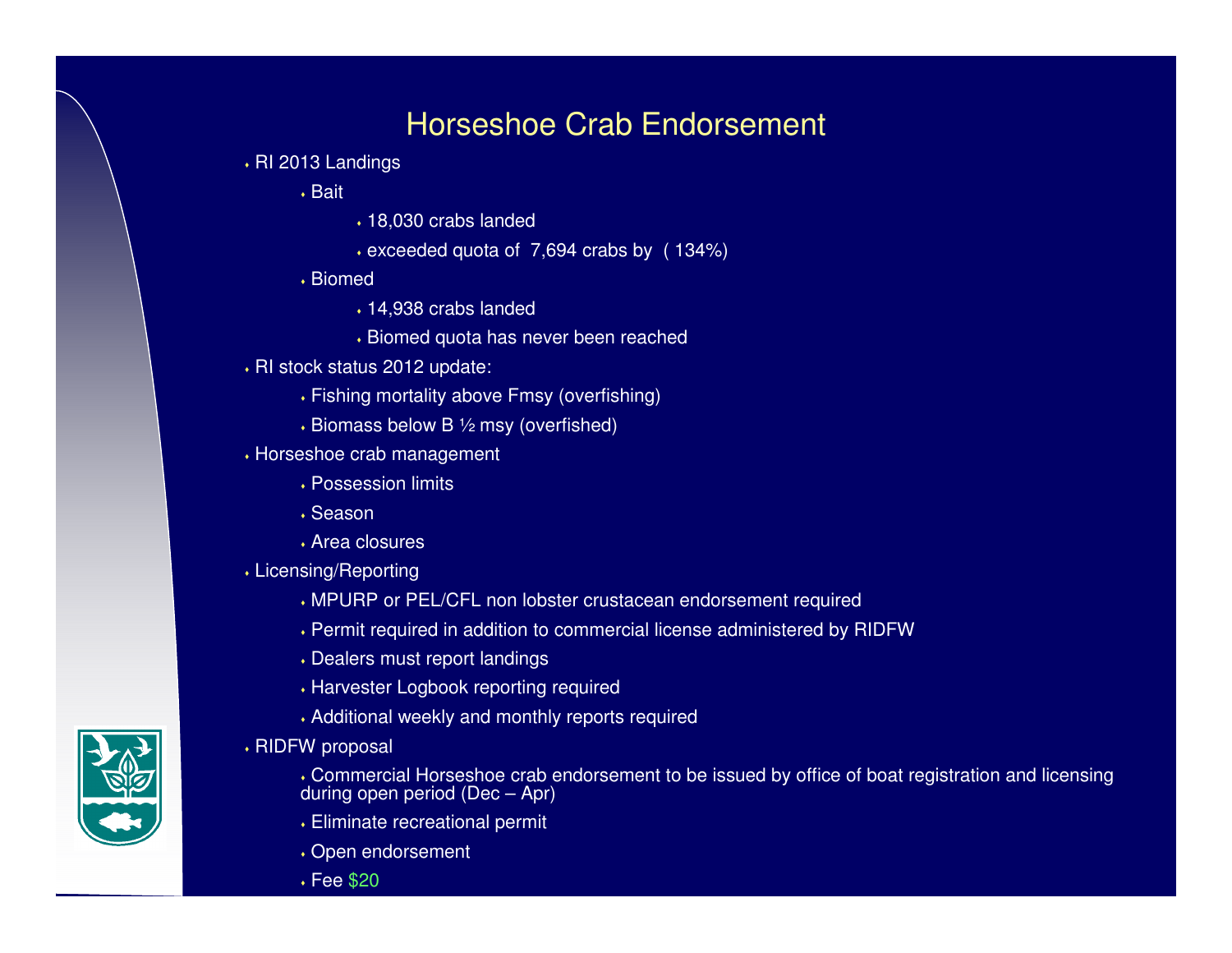# Horseshoe Crab Endorsement

- RI 2013 Landings
  - Bait
    - 18,030 crabs landed
    - exceeded quota of 7,694 crabs by ( 134%)
  - Biomed
    - 14,938 crabs landed
    - Biomed quota has never been reached
- RI stock status 2012 update:
  - Fishing mortality above Fmsy (overfishing)
  - Biomass below B ½ msy (overfished)
- Horseshoe crab management
  - Possession limits
  - Season
  - Area closures
- Licensing/Reporting
  - MPURP or PEL/CFL non lobster crustacean endorsement required
  - Permit required in addition to commercial license administered by RIDFW
  - Dealers must report landings
  - Harvester Logbook reporting required
  - Additional weekly and monthly reports required
- RIDFW proposal
  - Commercial Horseshoe crab endorsement to be issued by office of boat registration and licensing during open period (Dec – Apr)
  - Eliminate recreational permit
  - Open endorsement
  - Fee $20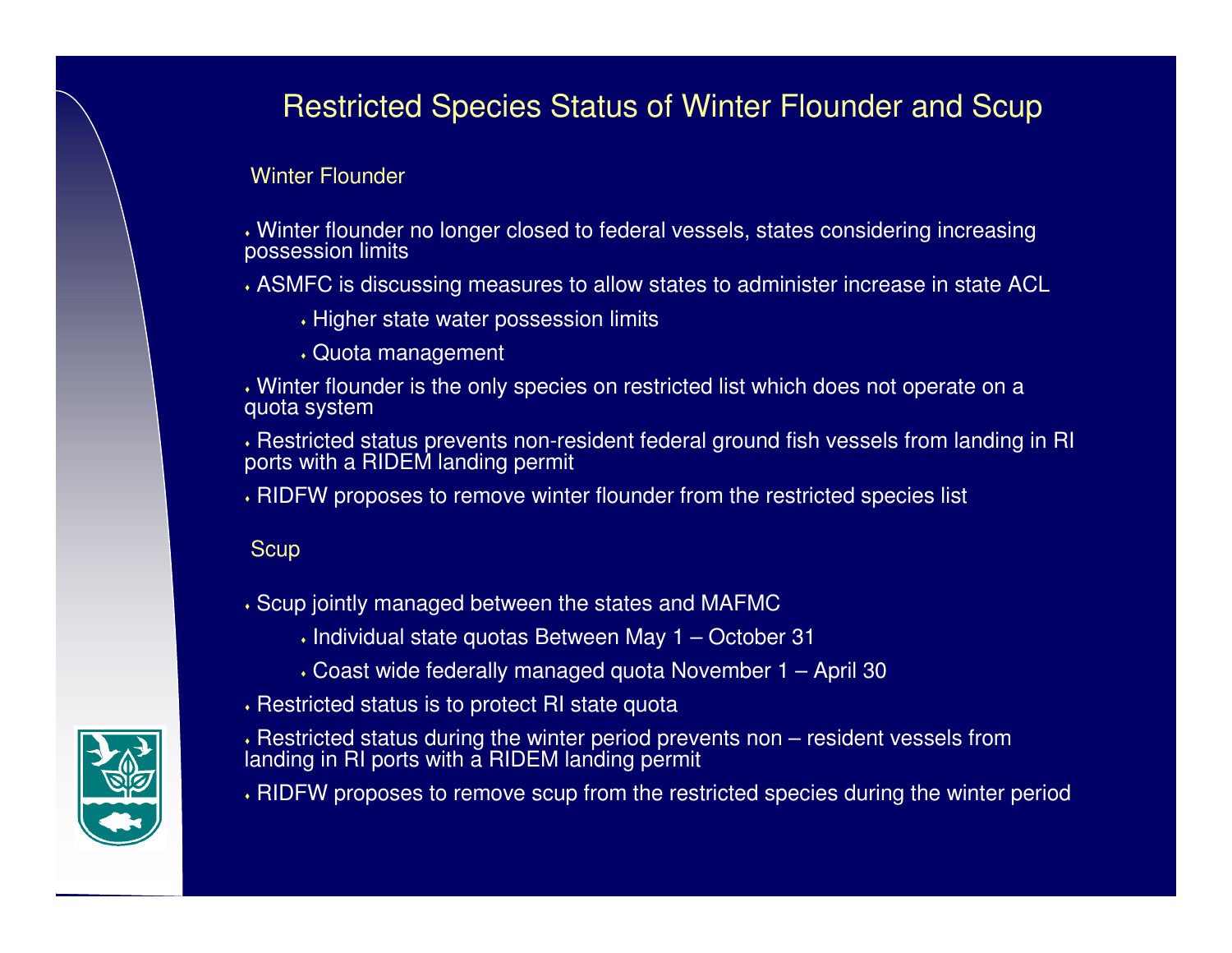# Restricted Species Status of Winter Flounder and Scup

## Winter Flounder

- Winter flounder no longer closed to federal vessels, states considering increasing possession limits
- ASMFC is discussing measures to allow states to administer increase in state ACL
  - Higher state water possession limits
  - Quota management
- Winter flounder is the only species on restricted list which does not operate on a quota system
- Restricted status prevents non-resident federal ground fish vessels from landing in RI ports with a RIDEM landing permit
- RIDFW proposes to remove winter flounder from the restricted species list

## Scup

- Scup jointly managed between the states and MAFMC
  - Individual state quotas Between May 1 – October 31
  - Coast wide federally managed quota November 1 – April 30
- Restricted status is to protect RI state quota
- Restricted status during the winter period prevents non – resident vessels from landing in RI ports with a RIDEM landing permit
- RIDFW proposes to remove scup from the restricted species during the winter period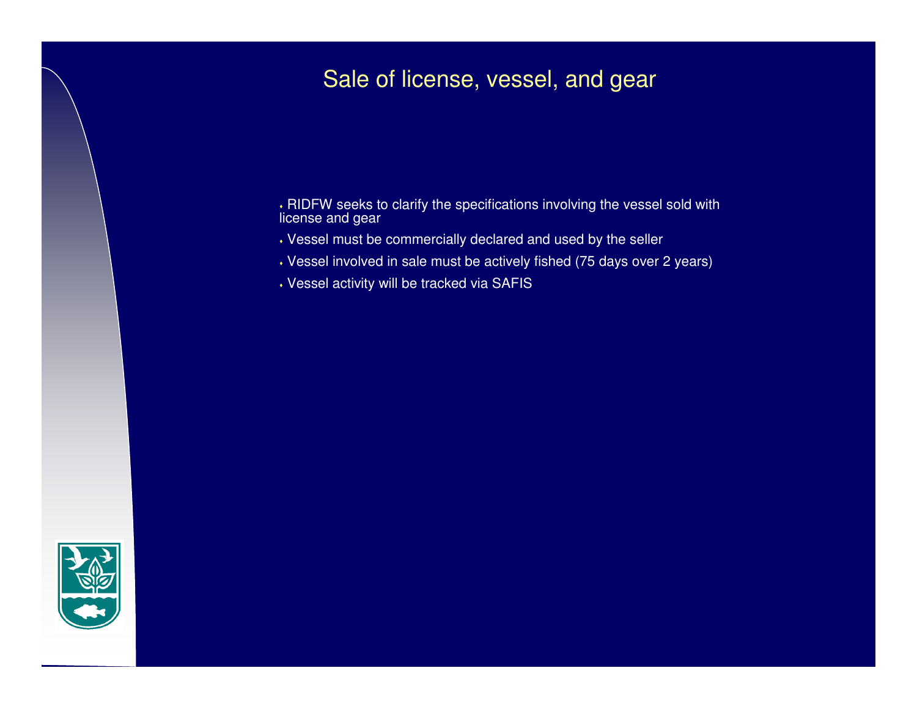# Sale of license, vessel, and gear

- RIDFW seeks to clarify the specifications involving the vessel sold with license and gear
- Vessel must be commercially declared and used by the seller
- Vessel involved in sale must be actively fished (75 days over 2 years)
- Vessel activity will be tracked via SAFIS